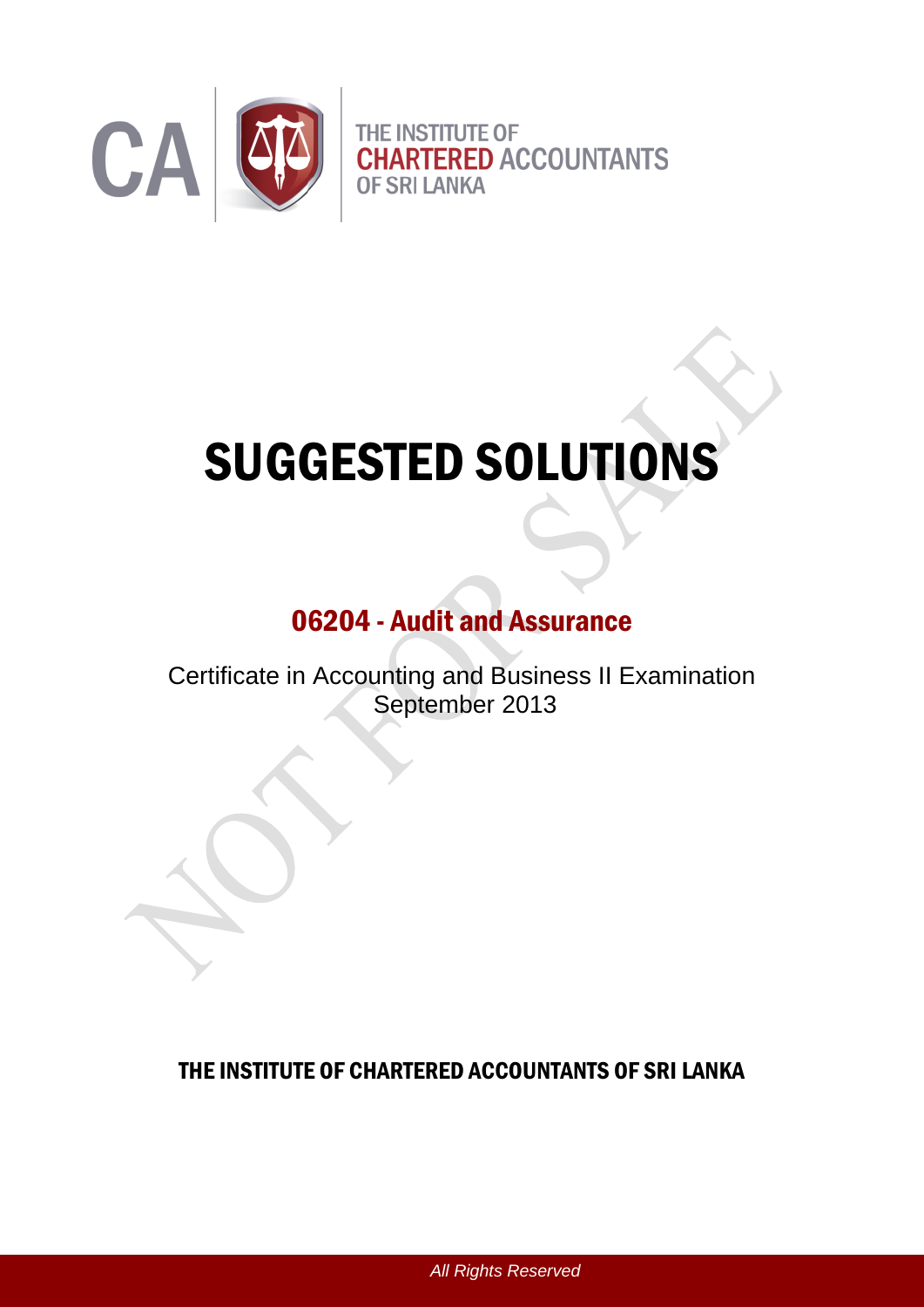CA | THE INSTITUTE OF CHARTERED ACCOUNTANTS OF SRI LANKA

# SUGGESTED SOLUTIONS

## 06204 - Audit and Assurance

Certificate in Accounting and Business II Examination
September 2013

**THE INSTITUTE OF CHARTERED ACCOUNTANTS OF SRI LANKA**

*All Rights Reserved*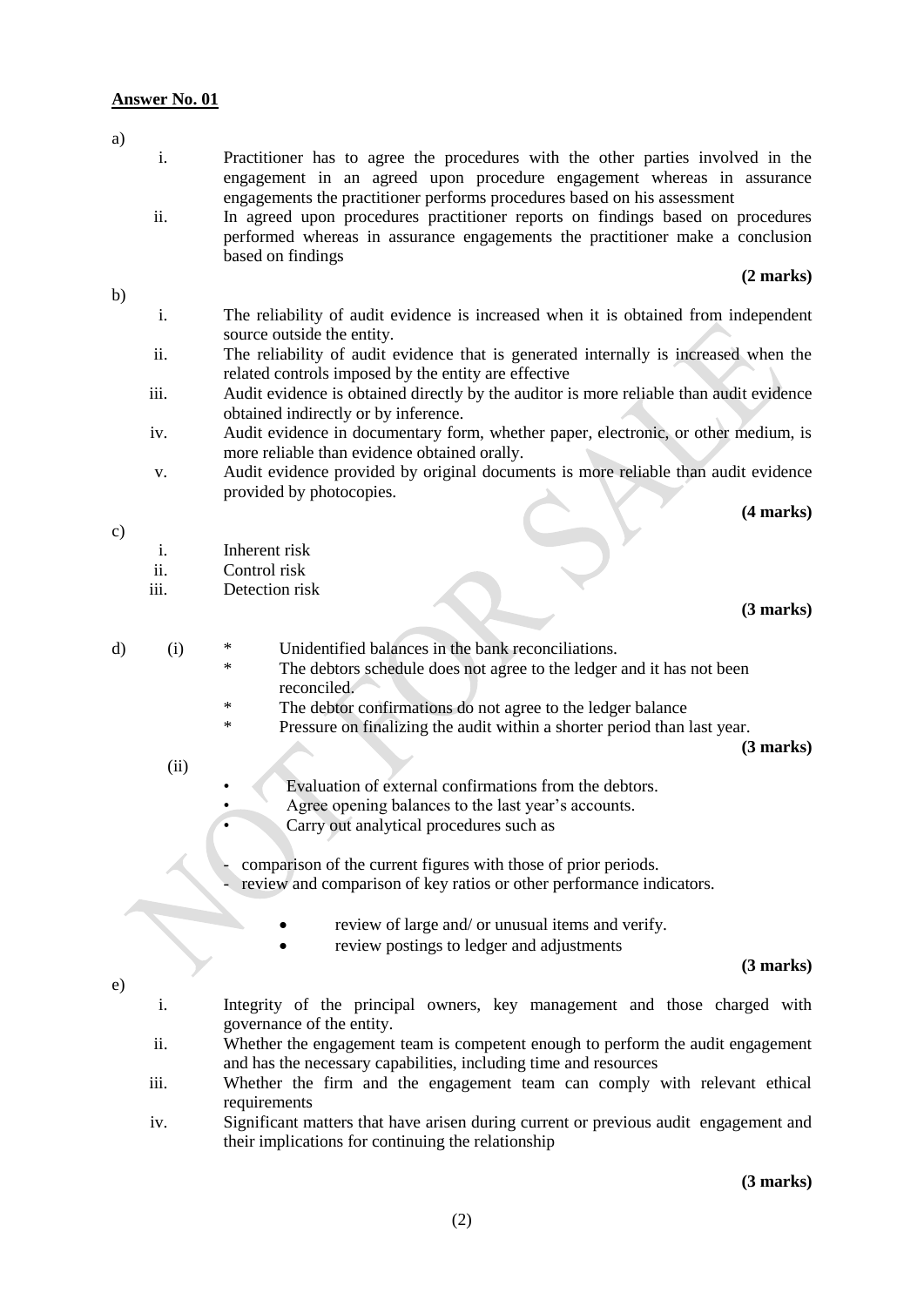**Answer No. 01**

a)

i. Practitioner has to agree the procedures with the other parties involved in the engagement in an agreed upon procedure engagement whereas in assurance engagements the practitioner performs procedures based on his assessment

ii. In agreed upon procedures practitioner reports on findings based on procedures performed whereas in assurance engagements the practitioner make a conclusion based on findings

**(2 marks)**

b)

i. The reliability of audit evidence is increased when it is obtained from independent source outside the entity.

ii. The reliability of audit evidence that is generated internally is increased when the related controls imposed by the entity are effective

iii. Audit evidence is obtained directly by the auditor is more reliable than audit evidence obtained indirectly or by inference.

iv. Audit evidence in documentary form, whether paper, electronic, or other medium, is more reliable than evidence obtained orally.

v. Audit evidence provided by original documents is more reliable than audit evidence provided by photocopies.

**(4 marks)**

c)

i. Inherent risk

ii. Control risk

iii. Detection risk

**(3 marks)**

d) (i)

* Unidentified balances in the bank reconciliations.
* The debtors schedule does not agree to the ledger and it has not been reconciled.
* The debtor confirmations do not agree to the ledger balance
* Pressure on finalizing the audit within a shorter period than last year.

**(3 marks)**

(ii)

- Evaluation of external confirmations from the debtors.
- Agree opening balances to the last year's accounts.
- Carry out analytical procedures such as
  - comparison of the current figures with those of prior periods.
  - review and comparison of key ratios or other performance indicators.
- review of large and/ or unusual items and verify.
- review postings to ledger and adjustments

**(3 marks)**

e)

i. Integrity of the principal owners, key management and those charged with governance of the entity.

ii. Whether the engagement team is competent enough to perform the audit engagement and has the necessary capabilities, including time and resources

iii. Whether the firm and the engagement team can comply with relevant ethical requirements

iv. Significant matters that have arisen during current or previous audit engagement and their implications for continuing the relationship

**(3 marks)**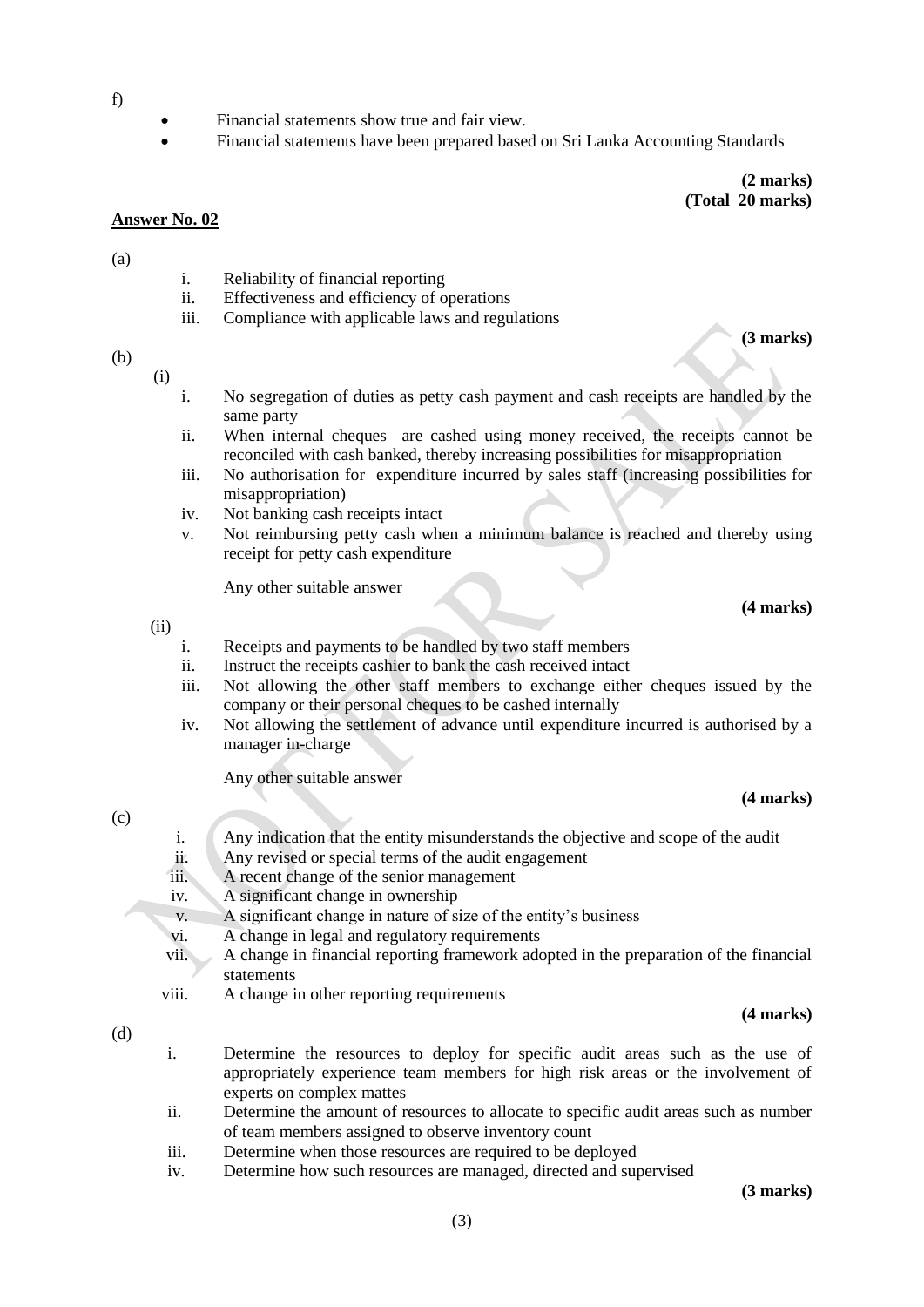f)

- Financial statements show true and fair view.
- Financial statements have been prepared based on Sri Lanka Accounting Standards

**(2 marks)**
**(Total 20 marks)**

**Answer No. 02**

(a)

i. Reliability of financial reporting
ii. Effectiveness and efficiency of operations
iii. Compliance with applicable laws and regulations

**(3 marks)**

(b)

(i)

i. No segregation of duties as petty cash payment and cash receipts are handled by the same party
ii. When internal cheques are cashed using money received, the receipts cannot be reconciled with cash banked, thereby increasing possibilities for misappropriation
iii. No authorisation for expenditure incurred by sales staff (increasing possibilities for misappropriation)
iv. Not banking cash receipts intact
v. Not reimbursing petty cash when a minimum balance is reached and thereby using receipt for petty cash expenditure

Any other suitable answer

**(4 marks)**

(ii)

i. Receipts and payments to be handled by two staff members
ii. Instruct the receipts cashier to bank the cash received intact
iii. Not allowing the other staff members to exchange either cheques issued by the company or their personal cheques to be cashed internally
iv. Not allowing the settlement of advance until expenditure incurred is authorised by a manager in-charge

Any other suitable answer

**(4 marks)**

(c)

i. Any indication that the entity misunderstands the objective and scope of the audit
ii. Any revised or special terms of the audit engagement
iii. A recent change of the senior management
iv. A significant change in ownership
v. A significant change in nature of size of the entity's business
vi. A change in legal and regulatory requirements
vii. A change in financial reporting framework adopted in the preparation of the financial statements
viii. A change in other reporting requirements

**(4 marks)**

(d)

i. Determine the resources to deploy for specific audit areas such as the use of appropriately experience team members for high risk areas or the involvement of experts on complex mattes
ii. Determine the amount of resources to allocate to specific audit areas such as number of team members assigned to observe inventory count
iii. Determine when those resources are required to be deployed
iv. Determine how such resources are managed, directed and supervised

**(3 marks)**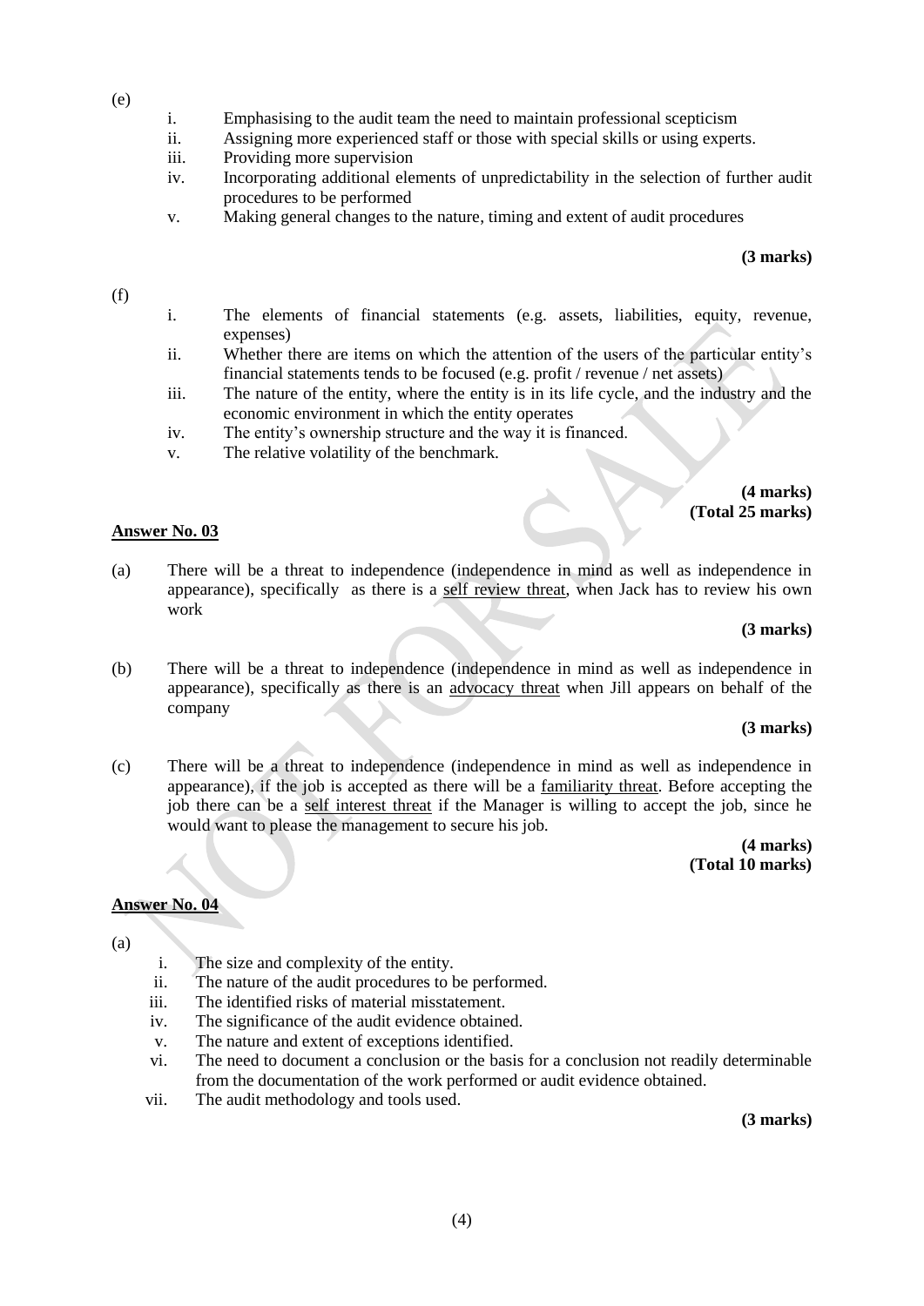(e)

i. Emphasising to the audit team the need to maintain professional scepticism
ii. Assigning more experienced staff or those with special skills or using experts.
iii. Providing more supervision
iv. Incorporating additional elements of unpredictability in the selection of further audit procedures to be performed
v. Making general changes to the nature, timing and extent of audit procedures

**(3 marks)**

(f)

i. The elements of financial statements (e.g. assets, liabilities, equity, revenue, expenses)
ii. Whether there are items on which the attention of the users of the particular entity's financial statements tends to be focused (e.g. profit / revenue / net assets)
iii. The nature of the entity, where the entity is in its life cycle, and the industry and the economic environment in which the entity operates
iv. The entity's ownership structure and the way it is financed.
v. The relative volatility of the benchmark.

**(4 marks)**
**(Total 25 marks)**

## Answer No. 03

(a) There will be a threat to independence (independence in mind as well as independence in appearance), specifically as there is a self review threat, when Jack has to review his own work

**(3 marks)**

(b) There will be a threat to independence (independence in mind as well as independence in appearance), specifically as there is an advocacy threat when Jill appears on behalf of the company

**(3 marks)**

(c) There will be a threat to independence (independence in mind as well as independence in appearance), if the job is accepted as there will be a familiarity threat. Before accepting the job there can be a self interest threat if the Manager is willing to accept the job, since he would want to please the management to secure his job.

**(4 marks)**
**(Total 10 marks)**

## Answer No. 04

(a)

i. The size and complexity of the entity.
ii. The nature of the audit procedures to be performed.
iii. The identified risks of material misstatement.
iv. The significance of the audit evidence obtained.
v. The nature and extent of exceptions identified.
vi. The need to document a conclusion or the basis for a conclusion not readily determinable from the documentation of the work performed or audit evidence obtained.
vii. The audit methodology and tools used.

**(3 marks)**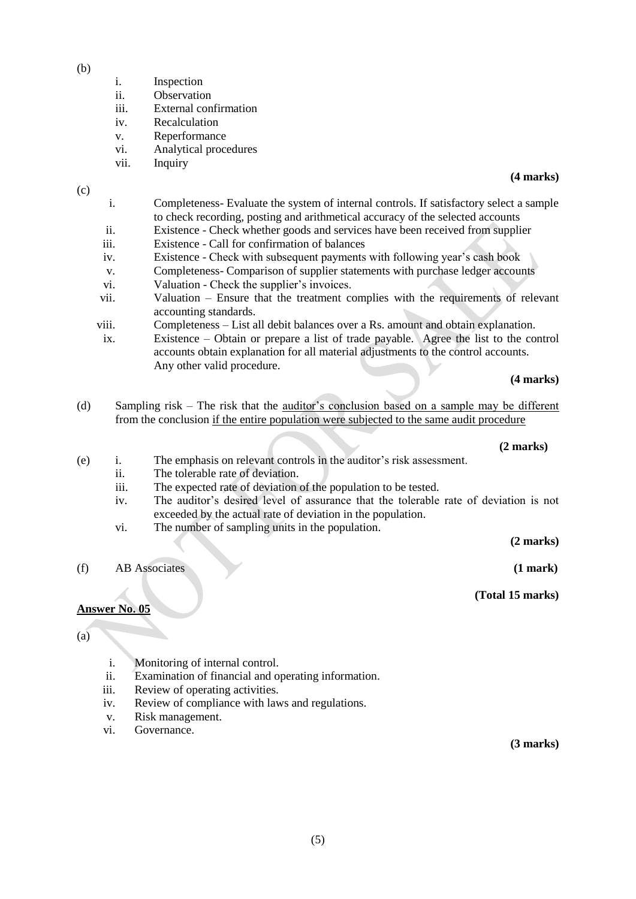(b)

i. Inspection
ii. Observation
iii. External confirmation
iv. Recalculation
v. Reperformance
vi. Analytical procedures
vii. Inquiry

**(4 marks)**

(c)

i. Completeness- Evaluate the system of internal controls. If satisfactory select a sample to check recording, posting and arithmetical accuracy of the selected accounts
ii. Existence - Check whether goods and services have been received from supplier
iii. Existence - Call for confirmation of balances
iv. Existence - Check with subsequent payments with following year's cash book
v. Completeness- Comparison of supplier statements with purchase ledger accounts
vi. Valuation - Check the supplier's invoices.
vii. Valuation – Ensure that the treatment complies with the requirements of relevant accounting standards.
viii. Completeness – List all debit balances over a Rs. amount and obtain explanation.
ix. Existence – Obtain or prepare a list of trade payable. Agree the list to the control accounts obtain explanation for all material adjustments to the control accounts.

Any other valid procedure.

**(4 marks)**

(d) Sampling risk – The risk that the auditor's conclusion based on a sample may be different from the conclusion if the entire population were subjected to the same audit procedure

**(2 marks)**

(e)

i. The emphasis on relevant controls in the auditor's risk assessment.
ii. The tolerable rate of deviation.
iii. The expected rate of deviation of the population to be tested.
iv. The auditor's desired level of assurance that the tolerable rate of deviation is not exceeded by the actual rate of deviation in the population.
vi. The number of sampling units in the population.

**(2 marks)**

(f) AB Associates **(1 mark)**

**(Total 15 marks)**

**Answer No. 05**

(a)

i. Monitoring of internal control.
ii. Examination of financial and operating information.
iii. Review of operating activities.
iv. Review of compliance with laws and regulations.
v. Risk management.
vi. Governance.

**(3 marks)**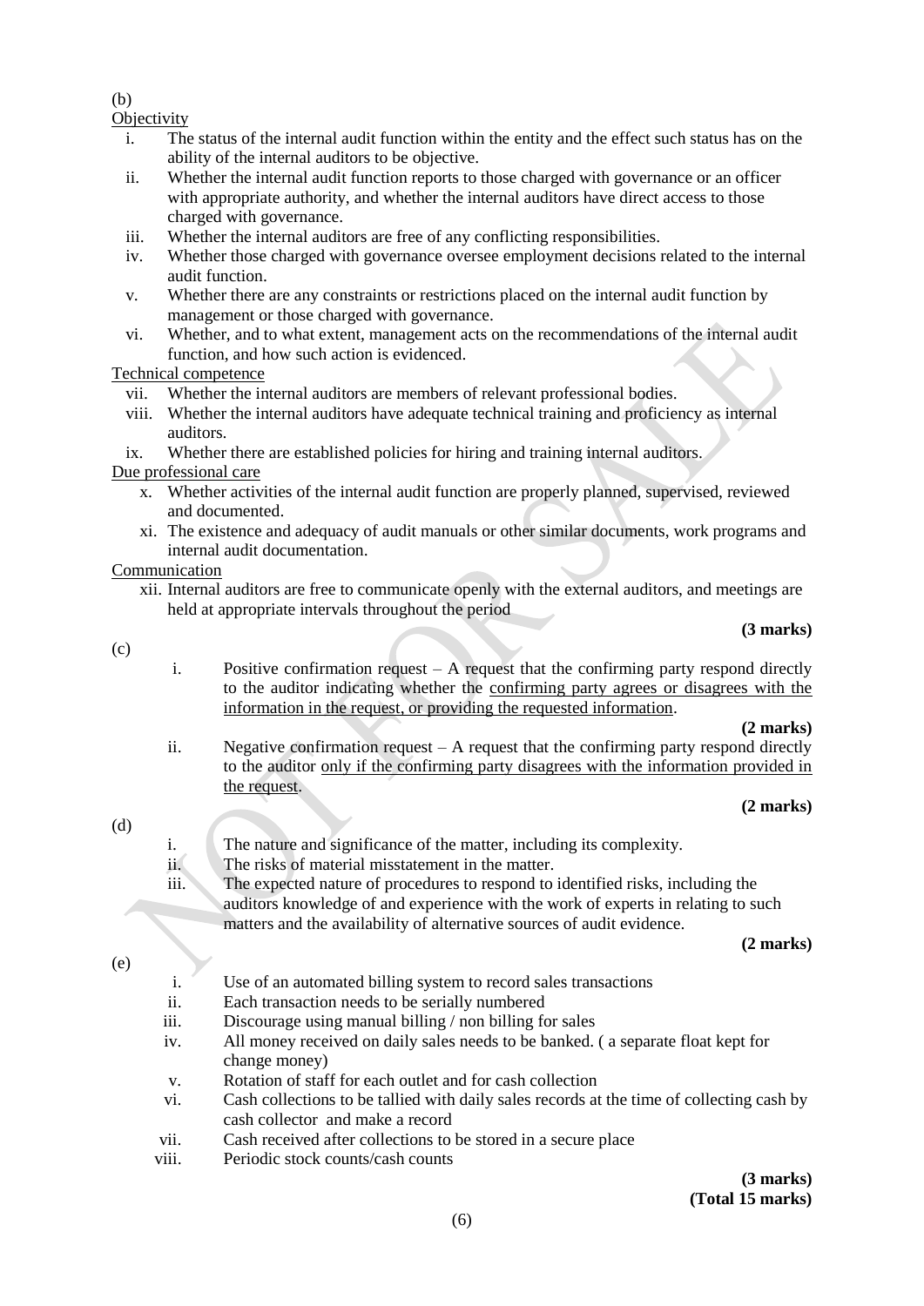(b)

Objectivity

i. The status of the internal audit function within the entity and the effect such status has on the ability of the internal auditors to be objective.
ii. Whether the internal audit function reports to those charged with governance or an officer with appropriate authority, and whether the internal auditors have direct access to those charged with governance.
iii. Whether the internal auditors are free of any conflicting responsibilities.
iv. Whether those charged with governance oversee employment decisions related to the internal audit function.
v. Whether there are any constraints or restrictions placed on the internal audit function by management or those charged with governance.
vi. Whether, and to what extent, management acts on the recommendations of the internal audit function, and how such action is evidenced.

Technical competence

vii. Whether the internal auditors are members of relevant professional bodies.
viii. Whether the internal auditors have adequate technical training and proficiency as internal auditors.
ix. Whether there are established policies for hiring and training internal auditors.

Due professional care

x. Whether activities of the internal audit function are properly planned, supervised, reviewed and documented.
xi. The existence and adequacy of audit manuals or other similar documents, work programs and internal audit documentation.

Communication

xii. Internal auditors are free to communicate openly with the external auditors, and meetings are held at appropriate intervals throughout the period

**(3 marks)**

(c)

i. Positive confirmation request – A request that the confirming party respond directly to the auditor indicating whether the confirming party agrees or disagrees with the information in the request, or providing the requested information.

**(2 marks)**

ii. Negative confirmation request – A request that the confirming party respond directly to the auditor only if the confirming party disagrees with the information provided in the request.

**(2 marks)**

(d)

i. The nature and significance of the matter, including its complexity.
ii. The risks of material misstatement in the matter.
iii. The expected nature of procedures to respond to identified risks, including the auditors knowledge of and experience with the work of experts in relating to such matters and the availability of alternative sources of audit evidence.

**(2 marks)**

(e)

i. Use of an automated billing system to record sales transactions
ii. Each transaction needs to be serially numbered
iii. Discourage using manual billing / non billing for sales
iv. All money received on daily sales needs to be banked. ( a separate float kept for change money)
v. Rotation of staff for each outlet and for cash collection
vi. Cash collections to be tallied with daily sales records at the time of collecting cash by cash collector and make a record
vii. Cash received after collections to be stored in a secure place
viii. Periodic stock counts/cash counts

**(3 marks)**
**(Total 15 marks)**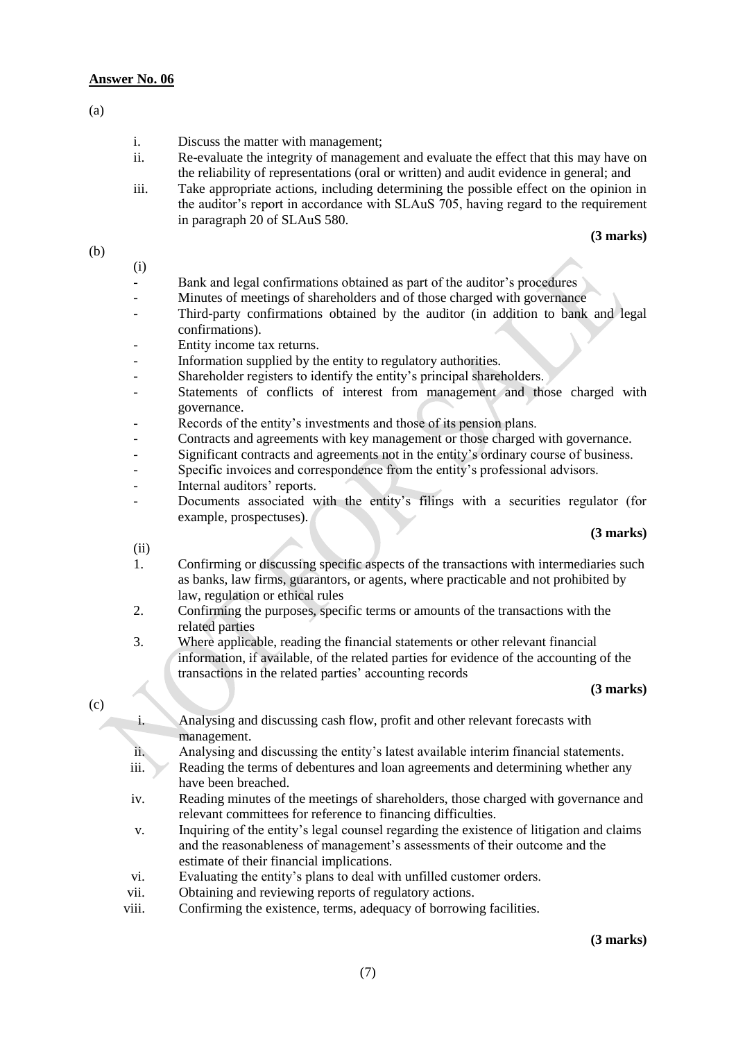**Answer No. 06**

(a)

i. Discuss the matter with management;
ii. Re-evaluate the integrity of management and evaluate the effect that this may have on the reliability of representations (oral or written) and audit evidence in general; and
iii. Take appropriate actions, including determining the possible effect on the opinion in the auditor's report in accordance with SLAuS 705, having regard to the requirement in paragraph 20 of SLAuS 580.

**(3 marks)**

(b)

(i)

- Bank and legal confirmations obtained as part of the auditor's procedures
- Minutes of meetings of shareholders and of those charged with governance
- Third-party confirmations obtained by the auditor (in addition to bank and legal confirmations).
- Entity income tax returns.
- Information supplied by the entity to regulatory authorities.
- Shareholder registers to identify the entity's principal shareholders.
- Statements of conflicts of interest from management and those charged with governance.
- Records of the entity's investments and those of its pension plans.
- Contracts and agreements with key management or those charged with governance.
- Significant contracts and agreements not in the entity's ordinary course of business.
- Specific invoices and correspondence from the entity's professional advisors.
- Internal auditors' reports.
- Documents associated with the entity's filings with a securities regulator (for example, prospectuses).

**(3 marks)**

(ii)

1. Confirming or discussing specific aspects of the transactions with intermediaries such as banks, law firms, guarantors, or agents, where practicable and not prohibited by law, regulation or ethical rules
2. Confirming the purposes, specific terms or amounts of the transactions with the related parties
3. Where applicable, reading the financial statements or other relevant financial information, if available, of the related parties for evidence of the accounting of the transactions in the related parties' accounting records

**(3 marks)**

(c)

i. Analysing and discussing cash flow, profit and other relevant forecasts with management.
ii. Analysing and discussing the entity's latest available interim financial statements.
iii. Reading the terms of debentures and loan agreements and determining whether any have been breached.
iv. Reading minutes of the meetings of shareholders, those charged with governance and relevant committees for reference to financing difficulties.
v. Inquiring of the entity's legal counsel regarding the existence of litigation and claims and the reasonableness of management's assessments of their outcome and the estimate of their financial implications.
vi. Evaluating the entity's plans to deal with unfilled customer orders.
vii. Obtaining and reviewing reports of regulatory actions.
viii. Confirming the existence, terms, adequacy of borrowing facilities.

**(3 marks)**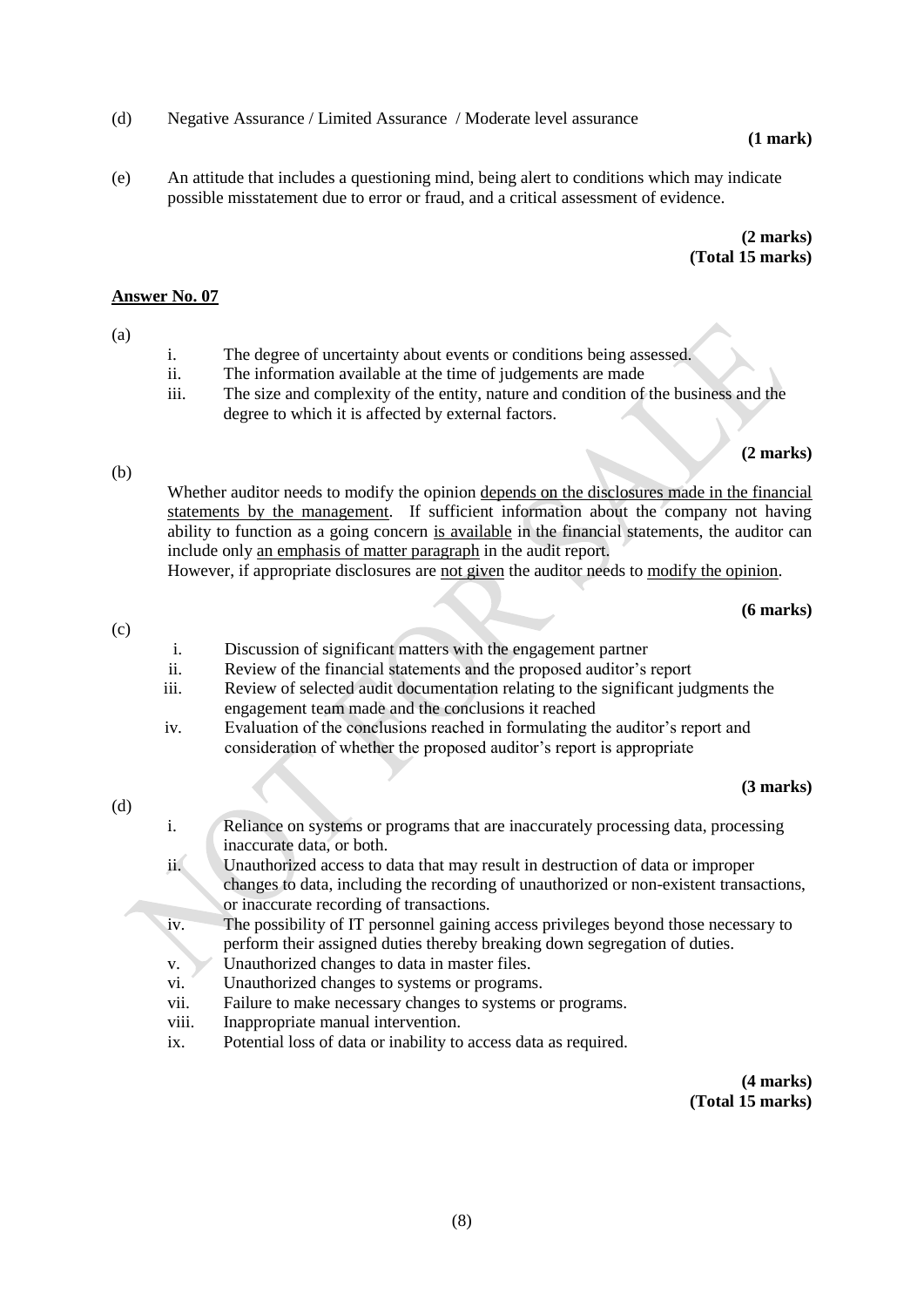(d) Negative Assurance / Limited Assurance / Moderate level assurance

**(1 mark)**

(e) An attitude that includes a questioning mind, being alert to conditions which may indicate possible misstatement due to error or fraud, and a critical assessment of evidence.

**(2 marks)**
**(Total 15 marks)**

## Answer No. 07

(a)

i. The degree of uncertainty about events or conditions being assessed.
ii. The information available at the time of judgements are made
iii. The size and complexity of the entity, nature and condition of the business and the degree to which it is affected by external factors.

**(2 marks)**

(b)

Whether auditor needs to modify the opinion depends on the disclosures made in the financial statements by the management. If sufficient information about the company not having ability to function as a going concern is available in the financial statements, the auditor can include only an emphasis of matter paragraph in the audit report.
However, if appropriate disclosures are not given the auditor needs to modify the opinion.

**(6 marks)**

(c)

i. Discussion of significant matters with the engagement partner
ii. Review of the financial statements and the proposed auditor's report
iii. Review of selected audit documentation relating to the significant judgments the engagement team made and the conclusions it reached
iv. Evaluation of the conclusions reached in formulating the auditor's report and consideration of whether the proposed auditor's report is appropriate

**(3 marks)**

(d)

i. Reliance on systems or programs that are inaccurately processing data, processing inaccurate data, or both.
ii. Unauthorized access to data that may result in destruction of data or improper changes to data, including the recording of unauthorized or non-existent transactions, or inaccurate recording of transactions.
iv. The possibility of IT personnel gaining access privileges beyond those necessary to perform their assigned duties thereby breaking down segregation of duties.
v. Unauthorized changes to data in master files.
vi. Unauthorized changes to systems or programs.
vii. Failure to make necessary changes to systems or programs.
viii. Inappropriate manual intervention.
ix. Potential loss of data or inability to access data as required.

**(4 marks)**
**(Total 15 marks)**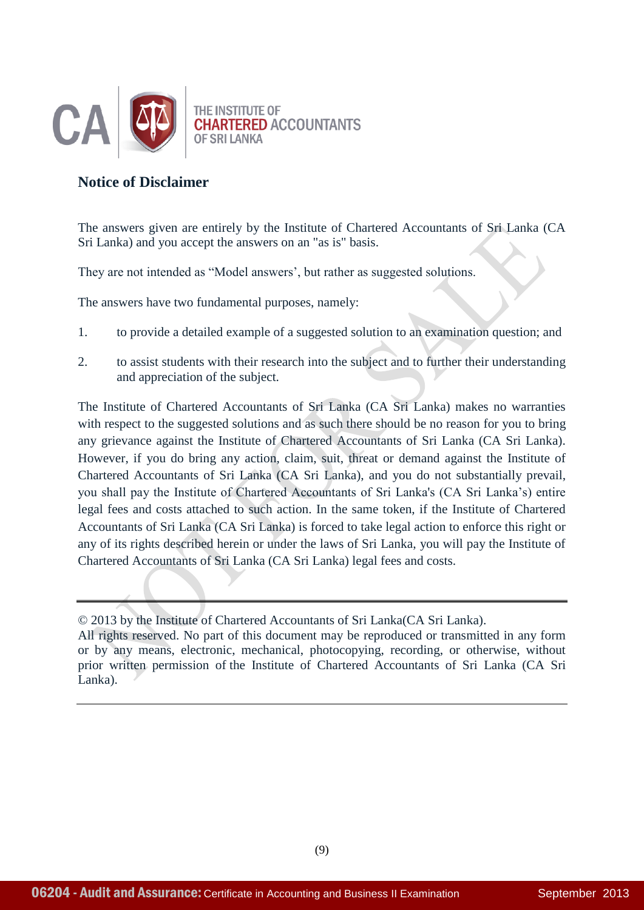THE INSTITUTE OF CHARTERED ACCOUNTANTS OF SRI LANKA

## Notice of Disclaimer

The answers given are entirely by the Institute of Chartered Accountants of Sri Lanka (CA Sri Lanka) and you accept the answers on an "as is" basis.

They are not intended as "Model answers', but rather as suggested solutions.

The answers have two fundamental purposes, namely:

1. to provide a detailed example of a suggested solution to an examination question; and
2. to assist students with their research into the subject and to further their understanding and appreciation of the subject.

The Institute of Chartered Accountants of Sri Lanka (CA Sri Lanka) makes no warranties with respect to the suggested solutions and as such there should be no reason for you to bring any grievance against the Institute of Chartered Accountants of Sri Lanka (CA Sri Lanka). However, if you do bring any action, claim, suit, threat or demand against the Institute of Chartered Accountants of Sri Lanka (CA Sri Lanka), and you do not substantially prevail, you shall pay the Institute of Chartered Accountants of Sri Lanka's (CA Sri Lanka's) entire legal fees and costs attached to such action. In the same token, if the Institute of Chartered Accountants of Sri Lanka (CA Sri Lanka) is forced to take legal action to enforce this right or any of its rights described herein or under the laws of Sri Lanka, you will pay the Institute of Chartered Accountants of Sri Lanka (CA Sri Lanka) legal fees and costs.

---

© 2013 by the Institute of Chartered Accountants of Sri Lanka(CA Sri Lanka).
All rights reserved. No part of this document may be reproduced or transmitted in any form or by any means, electronic, mechanical, photocopying, recording, or otherwise, without prior written permission of the Institute of Chartered Accountants of Sri Lanka (CA Sri Lanka).

---